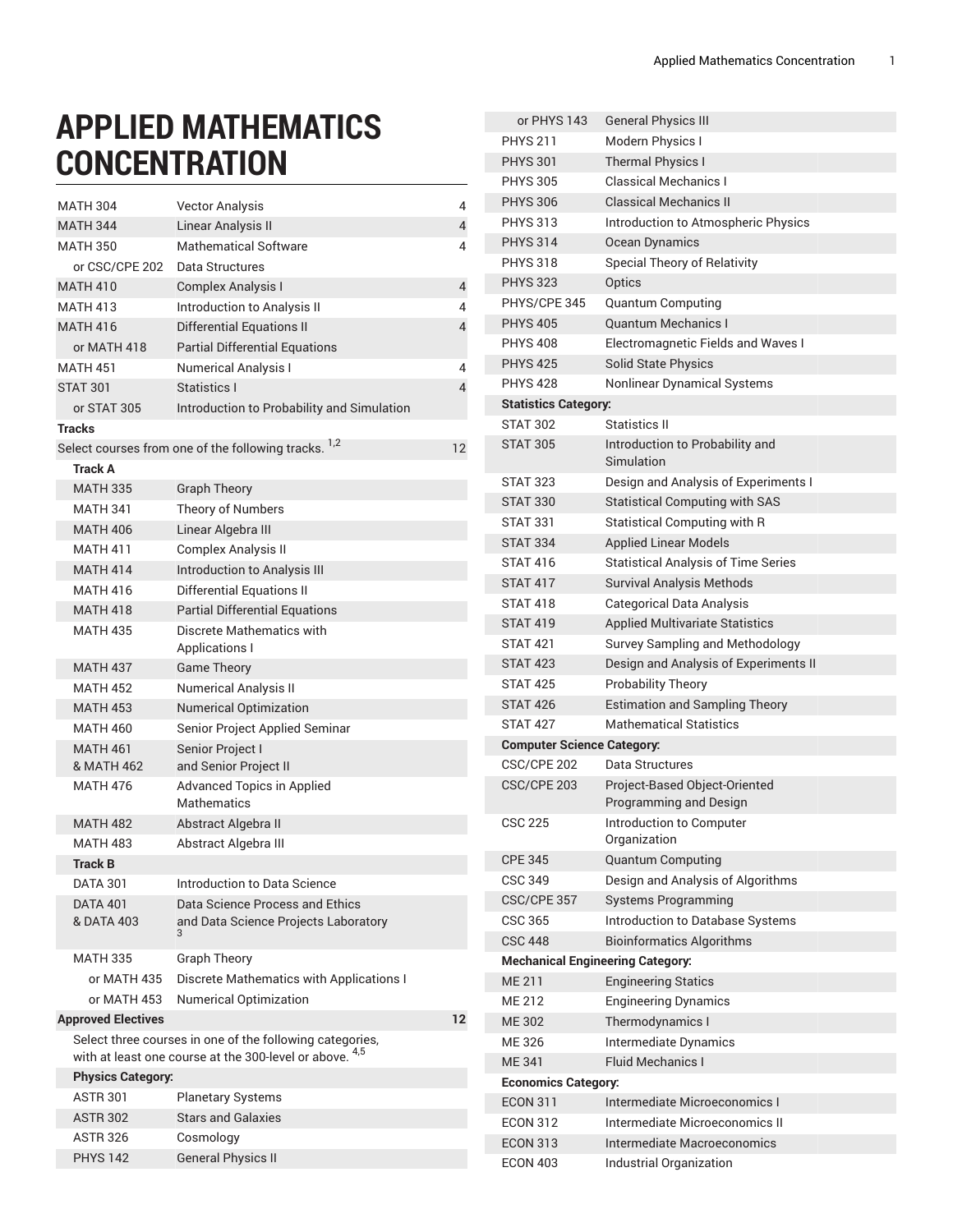# APPLIED MATHEMATICS CONCENTRATION

| | | |
|---|---|---|
| MATH 304 | Vector Analysis | 4 |
| MATH 344 | Linear Analysis II | 4 |
| MATH 350 | Mathematical Software | 4 |
| or CSC/CPE 202 | Data Structures | |
| MATH 410 | Complex Analysis I | 4 |
| MATH 413 | Introduction to Analysis II | 4 |
| MATH 416 | Differential Equations II | 4 |
| or MATH 418 | Partial Differential Equations | |
| MATH 451 | Numerical Analysis I | 4 |
| STAT 301 | Statistics I | 4 |
| or STAT 305 | Introduction to Probability and Simulation | |
| **Tracks** | | |
| Select courses from one of the following tracks. [1,2] | | 12 |
| **Track A** | | |
| MATH 335 | Graph Theory | |
| MATH 341 | Theory of Numbers | |
| MATH 406 | Linear Algebra III | |
| MATH 411 | Complex Analysis II | |
| MATH 414 | Introduction to Analysis III | |
| MATH 416 | Differential Equations II | |
| MATH 418 | Partial Differential Equations | |
| MATH 435 | Discrete Mathematics with Applications I | |
| MATH 437 | Game Theory | |
| MATH 452 | Numerical Analysis II | |
| MATH 453 | Numerical Optimization | |
| MATH 460 | Senior Project Applied Seminar | |
| MATH 461 & MATH 462 | Senior Project I and Senior Project II | |
| MATH 476 | Advanced Topics in Applied Mathematics | |
| MATH 482 | Abstract Algebra II | |
| MATH 483 | Abstract Algebra III | |
| **Track B** | | |
| DATA 301 | Introduction to Data Science | |
| DATA 401 & DATA 403 | Data Science Process and Ethics and Data Science Projects Laboratory [3] | |
| MATH 335 | Graph Theory | |
| or MATH 435 | Discrete Mathematics with Applications I | |
| or MATH 453 | Numerical Optimization | |
| **Approved Electives** | | 12 |
| Select three courses in one of the following categories, with at least one course at the 300-level or above. [4,5] | | |
| **Physics Category:** | | |
| ASTR 301 | Planetary Systems | |
| ASTR 302 | Stars and Galaxies | |
| ASTR 326 | Cosmology | |
| PHYS 142 | General Physics II | |
| or PHYS 143 | General Physics III | |
| PHYS 211 | Modern Physics I | |
| PHYS 301 | Thermal Physics I | |
| PHYS 305 | Classical Mechanics I | |
| PHYS 306 | Classical Mechanics II | |
| PHYS 313 | Introduction to Atmospheric Physics | |
| PHYS 314 | Ocean Dynamics | |
| PHYS 318 | Special Theory of Relativity | |
| PHYS 323 | Optics | |
| PHYS/CPE 345 | Quantum Computing | |
| PHYS 405 | Quantum Mechanics I | |
| PHYS 408 | Electromagnetic Fields and Waves I | |
| PHYS 425 | Solid State Physics | |
| PHYS 428 | Nonlinear Dynamical Systems | |
| **Statistics Category:** | | |
| STAT 302 | Statistics II | |
| STAT 305 | Introduction to Probability and Simulation | |
| STAT 323 | Design and Analysis of Experiments I | |
| STAT 330 | Statistical Computing with SAS | |
| STAT 331 | Statistical Computing with R | |
| STAT 334 | Applied Linear Models | |
| STAT 416 | Statistical Analysis of Time Series | |
| STAT 417 | Survival Analysis Methods | |
| STAT 418 | Categorical Data Analysis | |
| STAT 419 | Applied Multivariate Statistics | |
| STAT 421 | Survey Sampling and Methodology | |
| STAT 423 | Design and Analysis of Experiments II | |
| STAT 425 | Probability Theory | |
| STAT 426 | Estimation and Sampling Theory | |
| STAT 427 | Mathematical Statistics | |
| **Computer Science Category:** | | |
| CSC/CPE 202 | Data Structures | |
| CSC/CPE 203 | Project-Based Object-Oriented Programming and Design | |
| CSC 225 | Introduction to Computer Organization | |
| CPE 345 | Quantum Computing | |
| CSC 349 | Design and Analysis of Algorithms | |
| CSC/CPE 357 | Systems Programming | |
| CSC 365 | Introduction to Database Systems | |
| CSC 448 | Bioinformatics Algorithms | |
| **Mechanical Engineering Category:** | | |
| ME 211 | Engineering Statics | |
| ME 212 | Engineering Dynamics | |
| ME 302 | Thermodynamics I | |
| ME 326 | Intermediate Dynamics | |
| ME 341 | Fluid Mechanics I | |
| **Economics Category:** | | |
| ECON 311 | Intermediate Microeconomics I | |
| ECON 312 | Intermediate Microeconomics II | |
| ECON 313 | Intermediate Macroeconomics | |
| ECON 403 | Industrial Organization | |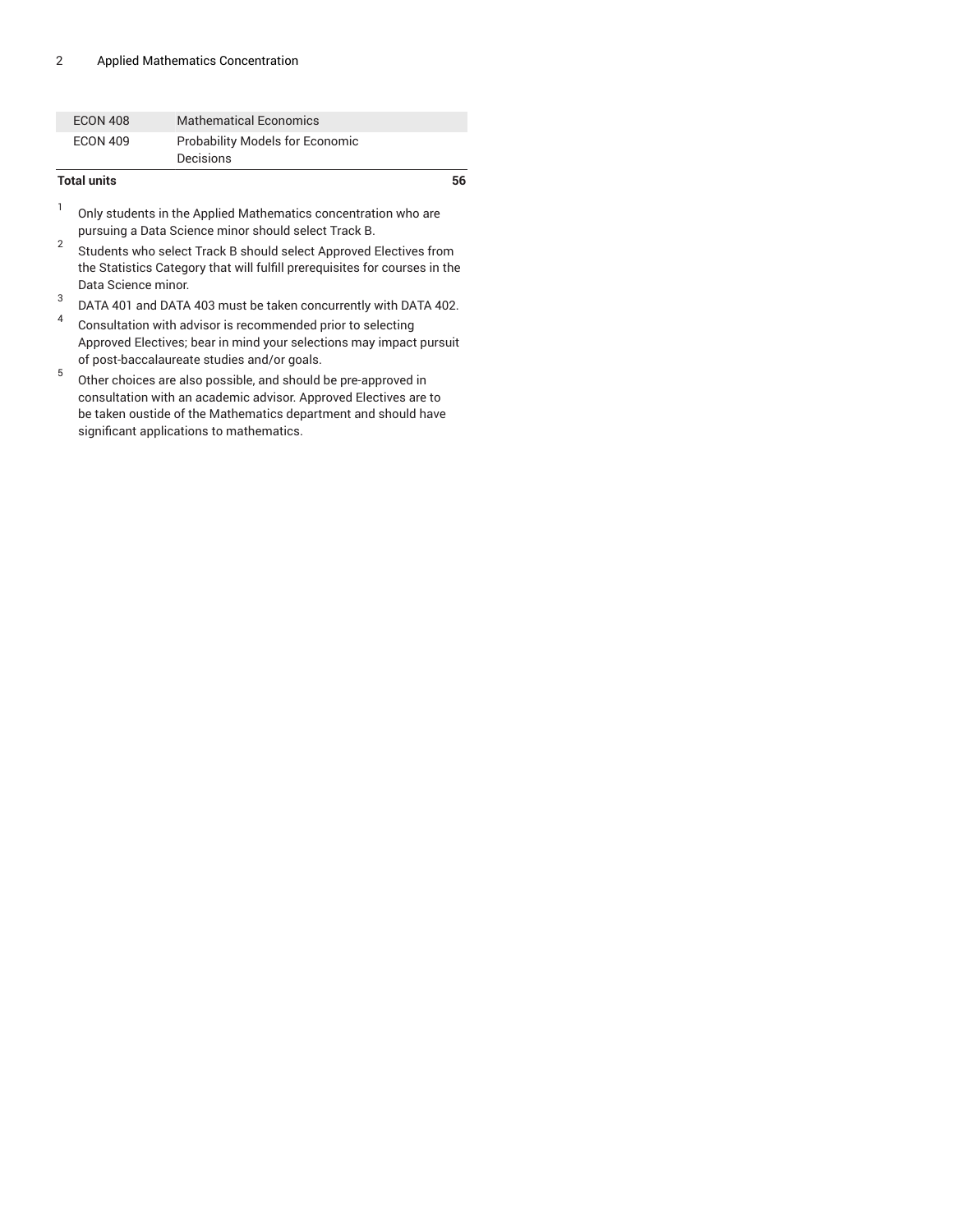| | | |
|---|---|---|
| ECON 408 | Mathematical Economics | |
| ECON 409 | Probability Models for Economic Decisions | |
| **Total units** | | **56** |

[1] Only students in the Applied Mathematics concentration who are pursuing a Data Science minor should select Track B.

[2] Students who select Track B should select Approved Electives from the Statistics Category that will fulfill prerequisites for courses in the Data Science minor.

[3] DATA 401 and DATA 403 must be taken concurrently with DATA 402.

[4] Consultation with advisor is recommended prior to selecting Approved Electives; bear in mind your selections may impact pursuit of post-baccalaureate studies and/or goals.

[5] Other choices are also possible, and should be pre-approved in consultation with an academic advisor. Approved Electives are to be taken oustide of the Mathematics department and should have significant applications to mathematics.